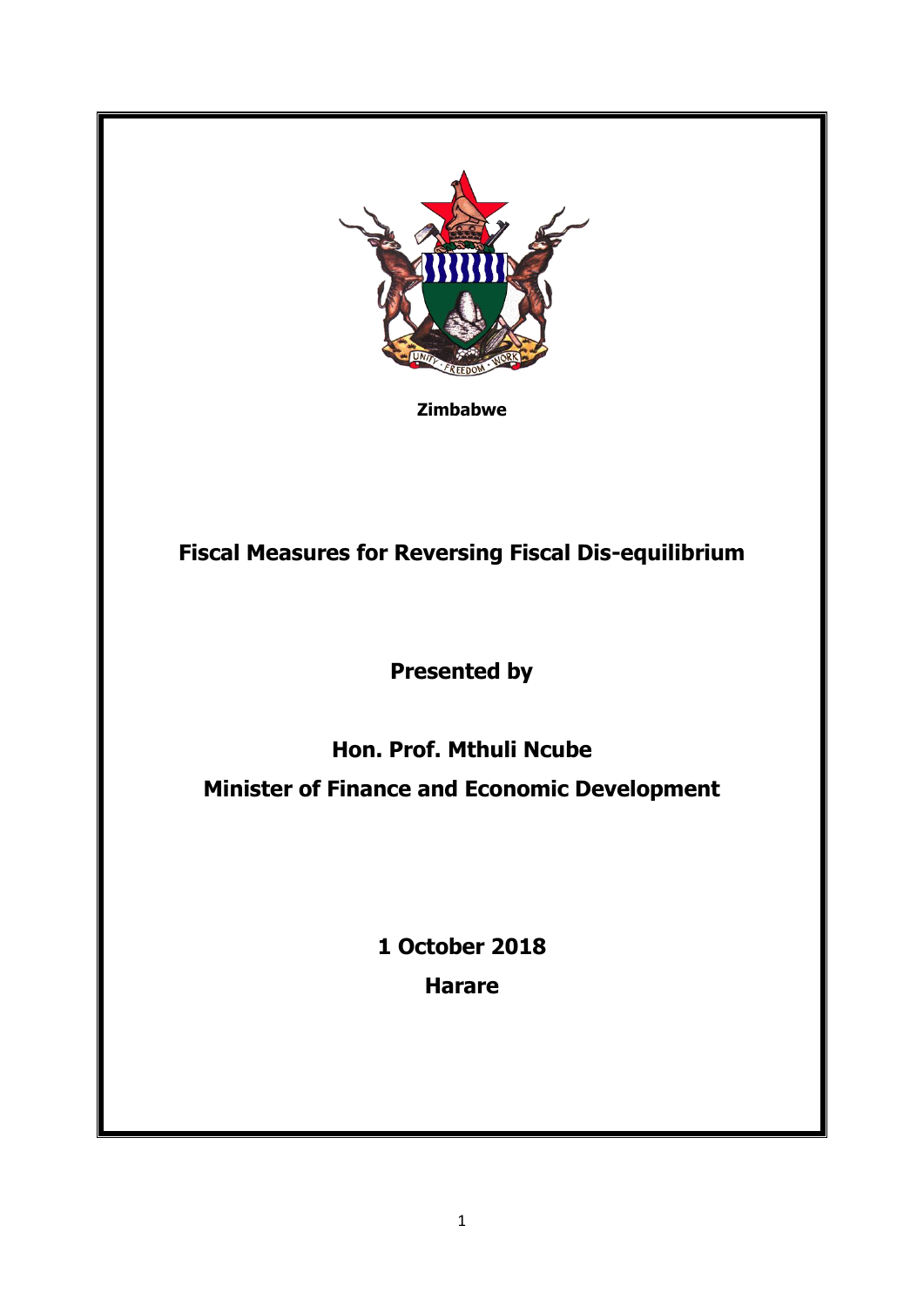Zimbabwe

# Fiscal Measures for Reversing Fiscal Dis-equilibrium

**Presented by**

**Hon. Prof. Mthuli Ncube**

**Minister of Finance and Economic Development**

**1 October 2018**

**Harare**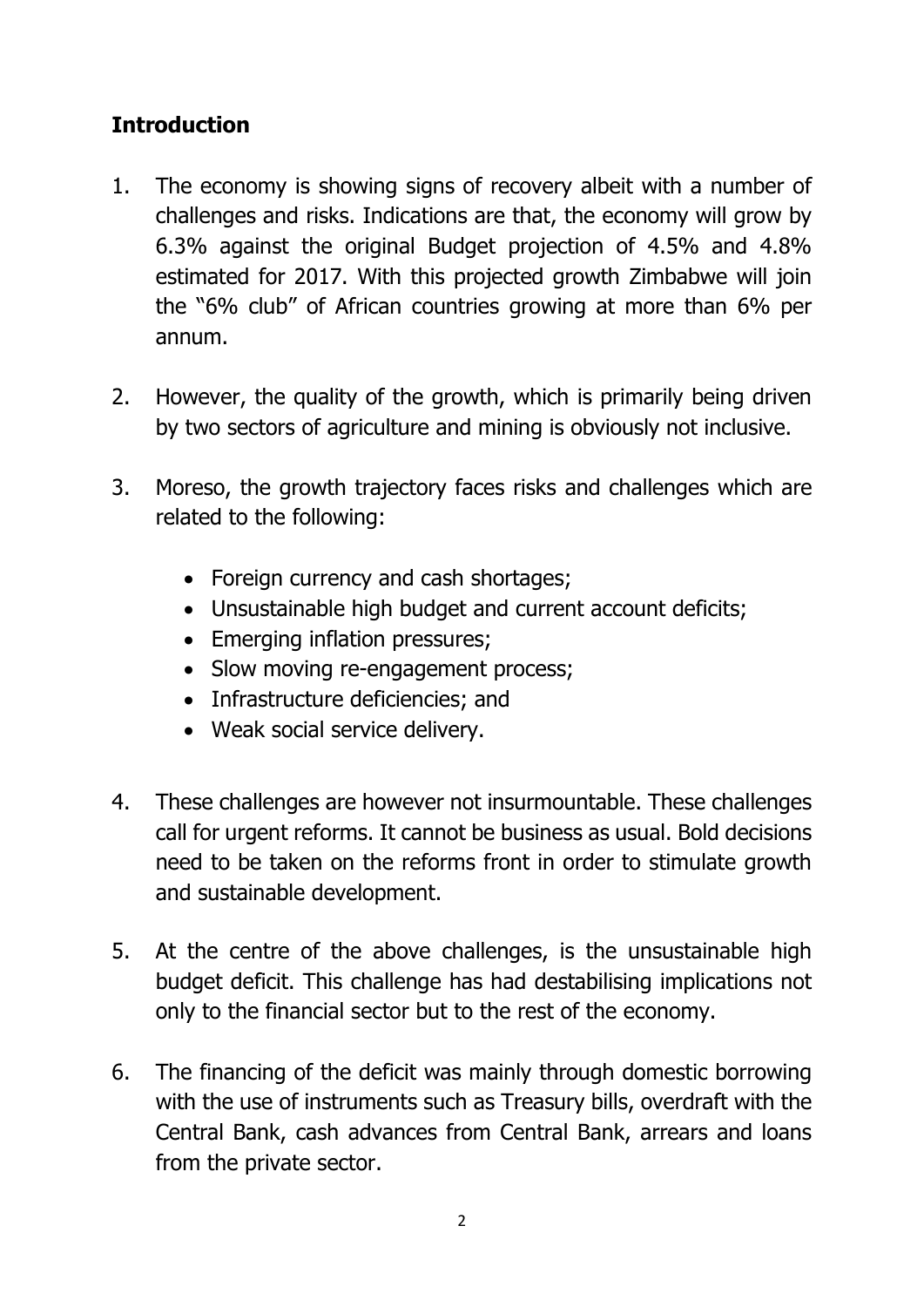## Introduction

1. The economy is showing signs of recovery albeit with a number of challenges and risks. Indications are that, the economy will grow by 6.3% against the original Budget projection of 4.5% and 4.8% estimated for 2017. With this projected growth Zimbabwe will join the "6% club" of African countries growing at more than 6% per annum.

2. However, the quality of the growth, which is primarily being driven by two sectors of agriculture and mining is obviously not inclusive.

3. Moreso, the growth trajectory faces risks and challenges which are related to the following:

   - Foreign currency and cash shortages;
   - Unsustainable high budget and current account deficits;
   - Emerging inflation pressures;
   - Slow moving re-engagement process;
   - Infrastructure deficiencies; and
   - Weak social service delivery.

4. These challenges are however not insurmountable. These challenges call for urgent reforms. It cannot be business as usual. Bold decisions need to be taken on the reforms front in order to stimulate growth and sustainable development.

5. At the centre of the above challenges, is the unsustainable high budget deficit. This challenge has had destabilising implications not only to the financial sector but to the rest of the economy.

6. The financing of the deficit was mainly through domestic borrowing with the use of instruments such as Treasury bills, overdraft with the Central Bank, cash advances from Central Bank, arrears and loans from the private sector.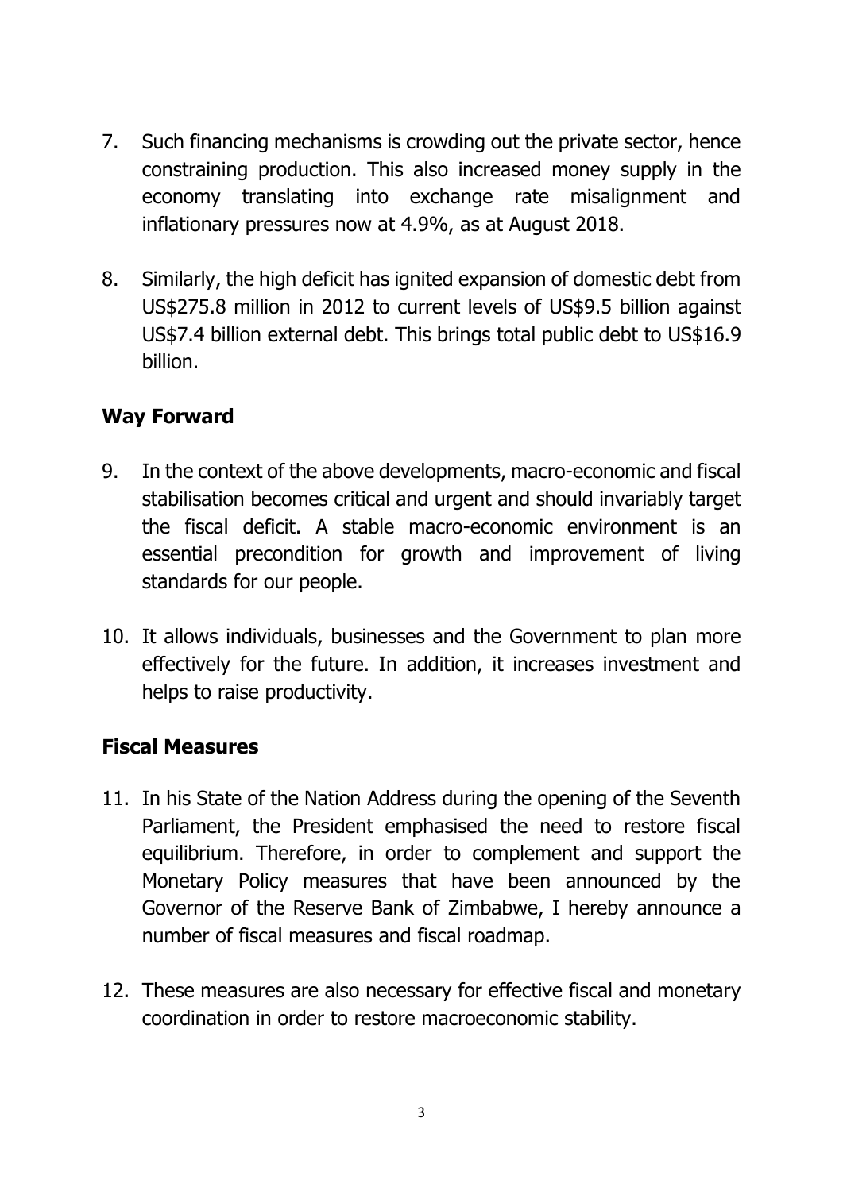7. Such financing mechanisms is crowding out the private sector, hence constraining production. This also increased money supply in the economy translating into exchange rate misalignment and inflationary pressures now at 4.9%, as at August 2018.

8. Similarly, the high deficit has ignited expansion of domestic debt from US$275.8 million in 2012 to current levels of US$9.5 billion against US$7.4 billion external debt. This brings total public debt to US$16.9 billion.

## Way Forward

9. In the context of the above developments, macro-economic and fiscal stabilisation becomes critical and urgent and should invariably target the fiscal deficit. A stable macro-economic environment is an essential precondition for growth and improvement of living standards for our people.

10. It allows individuals, businesses and the Government to plan more effectively for the future. In addition, it increases investment and helps to raise productivity.

## Fiscal Measures

11. In his State of the Nation Address during the opening of the Seventh Parliament, the President emphasised the need to restore fiscal equilibrium. Therefore, in order to complement and support the Monetary Policy measures that have been announced by the Governor of the Reserve Bank of Zimbabwe, I hereby announce a number of fiscal measures and fiscal roadmap.

12. These measures are also necessary for effective fiscal and monetary coordination in order to restore macroeconomic stability.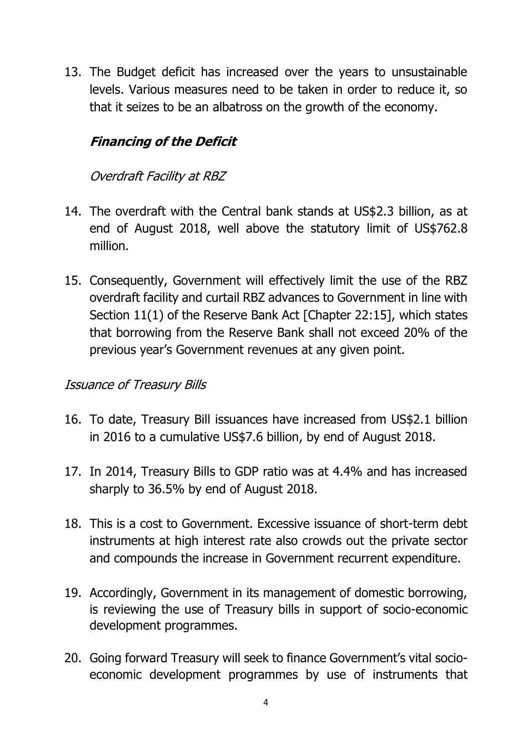13. The Budget deficit has increased over the years to unsustainable levels. Various measures need to be taken in order to reduce it, so that it seizes to be an albatross on the growth of the economy.

### ***Financing of the Deficit***

*Overdraft Facility at RBZ*

14. The overdraft with the Central bank stands at US$2.3 billion, as at end of August 2018, well above the statutory limit of US$762.8 million.

15. Consequently, Government will effectively limit the use of the RBZ overdraft facility and curtail RBZ advances to Government in line with Section 11(1) of the Reserve Bank Act [Chapter 22:15], which states that borrowing from the Reserve Bank shall not exceed 20% of the previous year's Government revenues at any given point.

*Issuance of Treasury Bills*

16. To date, Treasury Bill issuances have increased from US$2.1 billion in 2016 to a cumulative US$7.6 billion, by end of August 2018.

17. In 2014, Treasury Bills to GDP ratio was at 4.4% and has increased sharply to 36.5% by end of August 2018.

18. This is a cost to Government. Excessive issuance of short-term debt instruments at high interest rate also crowds out the private sector and compounds the increase in Government recurrent expenditure.

19. Accordingly, Government in its management of domestic borrowing, is reviewing the use of Treasury bills in support of socio-economic development programmes.

20. Going forward Treasury will seek to finance Government's vital socio-economic development programmes by use of instruments that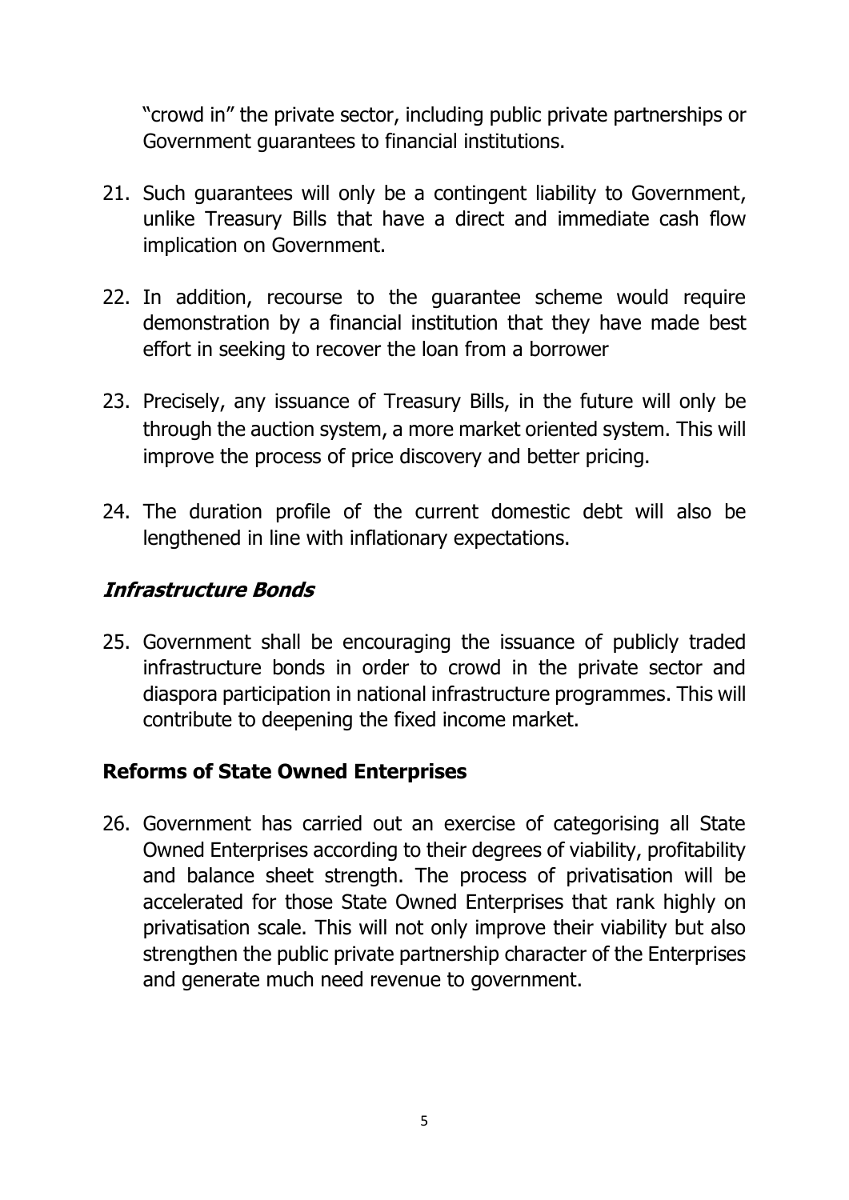"crowd in" the private sector, including public private partnerships or Government guarantees to financial institutions.

21. Such guarantees will only be a contingent liability to Government, unlike Treasury Bills that have a direct and immediate cash flow implication on Government.

22. In addition, recourse to the guarantee scheme would require demonstration by a financial institution that they have made best effort in seeking to recover the loan from a borrower

23. Precisely, any issuance of Treasury Bills, in the future will only be through the auction system, a more market oriented system. This will improve the process of price discovery and better pricing.

24. The duration profile of the current domestic debt will also be lengthened in line with inflationary expectations.

## ***Infrastructure Bonds***

25. Government shall be encouraging the issuance of publicly traded infrastructure bonds in order to crowd in the private sector and diaspora participation in national infrastructure programmes. This will contribute to deepening the fixed income market.

## **Reforms of State Owned Enterprises**

26. Government has carried out an exercise of categorising all State Owned Enterprises according to their degrees of viability, profitability and balance sheet strength. The process of privatisation will be accelerated for those State Owned Enterprises that rank highly on privatisation scale. This will not only improve their viability but also strengthen the public private partnership character of the Enterprises and generate much need revenue to government.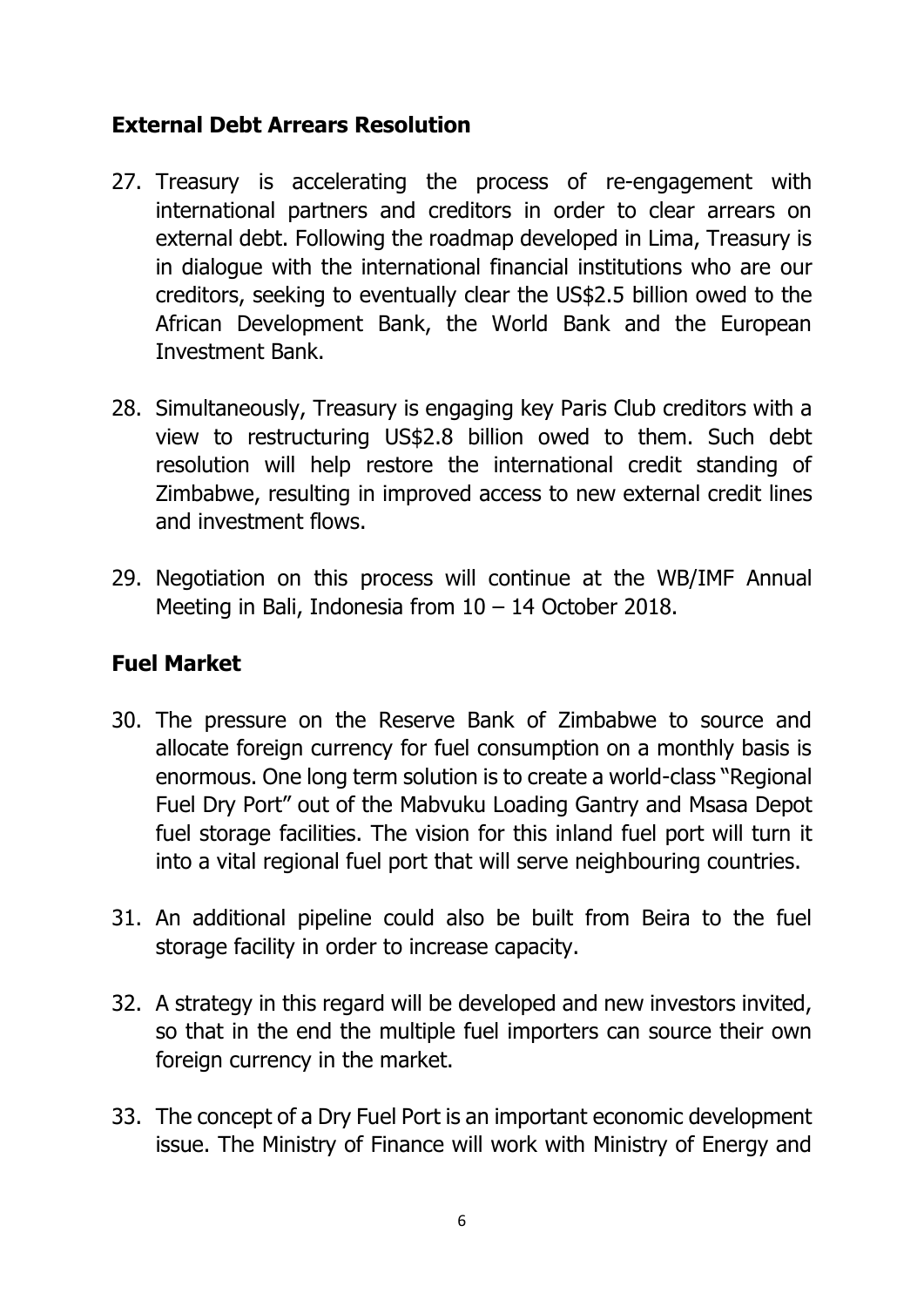## External Debt Arrears Resolution

27. Treasury is accelerating the process of re-engagement with international partners and creditors in order to clear arrears on external debt. Following the roadmap developed in Lima, Treasury is in dialogue with the international financial institutions who are our creditors, seeking to eventually clear the US$2.5 billion owed to the African Development Bank, the World Bank and the European Investment Bank.

28. Simultaneously, Treasury is engaging key Paris Club creditors with a view to restructuring US$2.8 billion owed to them. Such debt resolution will help restore the international credit standing of Zimbabwe, resulting in improved access to new external credit lines and investment flows.

29. Negotiation on this process will continue at the WB/IMF Annual Meeting in Bali, Indonesia from 10 – 14 October 2018.

## Fuel Market

30. The pressure on the Reserve Bank of Zimbabwe to source and allocate foreign currency for fuel consumption on a monthly basis is enormous. One long term solution is to create a world-class "Regional Fuel Dry Port" out of the Mabvuku Loading Gantry and Msasa Depot fuel storage facilities. The vision for this inland fuel port will turn it into a vital regional fuel port that will serve neighbouring countries.

31. An additional pipeline could also be built from Beira to the fuel storage facility in order to increase capacity.

32. A strategy in this regard will be developed and new investors invited, so that in the end the multiple fuel importers can source their own foreign currency in the market.

33. The concept of a Dry Fuel Port is an important economic development issue. The Ministry of Finance will work with Ministry of Energy and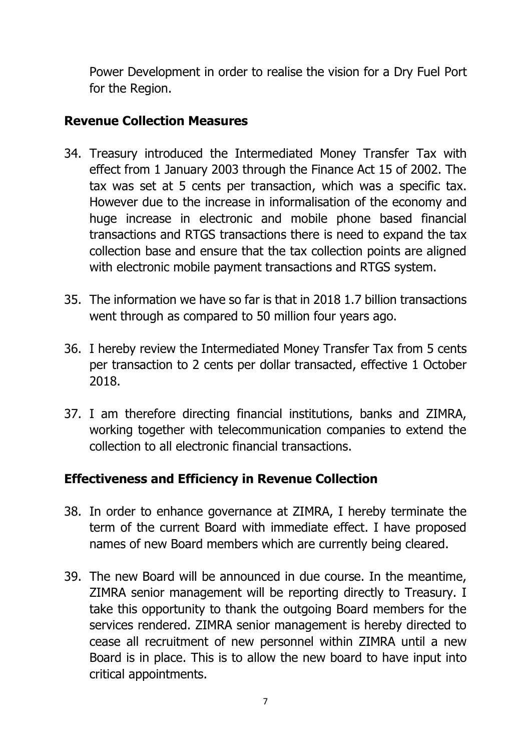Power Development in order to realise the vision for a Dry Fuel Port for the Region.

## Revenue Collection Measures

34. Treasury introduced the Intermediated Money Transfer Tax with effect from 1 January 2003 through the Finance Act 15 of 2002. The tax was set at 5 cents per transaction, which was a specific tax. However due to the increase in informalisation of the economy and huge increase in electronic and mobile phone based financial transactions and RTGS transactions there is need to expand the tax collection base and ensure that the tax collection points are aligned with electronic mobile payment transactions and RTGS system.

35. The information we have so far is that in 2018 1.7 billion transactions went through as compared to 50 million four years ago.

36. I hereby review the Intermediated Money Transfer Tax from 5 cents per transaction to 2 cents per dollar transacted, effective 1 October 2018.

37. I am therefore directing financial institutions, banks and ZIMRA, working together with telecommunication companies to extend the collection to all electronic financial transactions.

## Effectiveness and Efficiency in Revenue Collection

38. In order to enhance governance at ZIMRA, I hereby terminate the term of the current Board with immediate effect. I have proposed names of new Board members which are currently being cleared.

39. The new Board will be announced in due course. In the meantime, ZIMRA senior management will be reporting directly to Treasury. I take this opportunity to thank the outgoing Board members for the services rendered. ZIMRA senior management is hereby directed to cease all recruitment of new personnel within ZIMRA until a new Board is in place. This is to allow the new board to have input into critical appointments.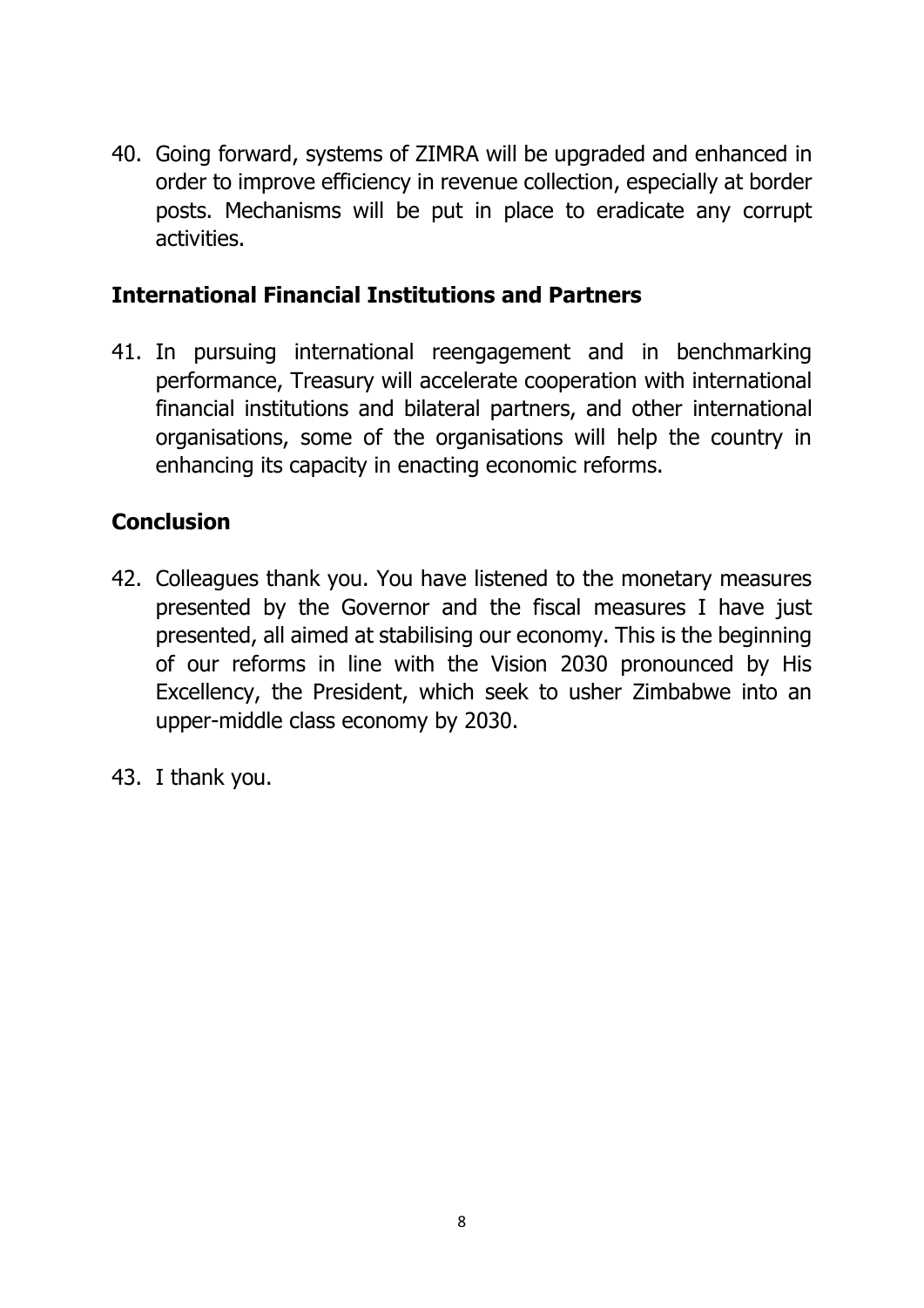40. Going forward, systems of ZIMRA will be upgraded and enhanced in order to improve efficiency in revenue collection, especially at border posts. Mechanisms will be put in place to eradicate any corrupt activities.

## International Financial Institutions and Partners

41. In pursuing international reengagement and in benchmarking performance, Treasury will accelerate cooperation with international financial institutions and bilateral partners, and other international organisations, some of the organisations will help the country in enhancing its capacity in enacting economic reforms.

## Conclusion

42. Colleagues thank you. You have listened to the monetary measures presented by the Governor and the fiscal measures I have just presented, all aimed at stabilising our economy. This is the beginning of our reforms in line with the Vision 2030 pronounced by His Excellency, the President, which seek to usher Zimbabwe into an upper-middle class economy by 2030.

43. I thank you.